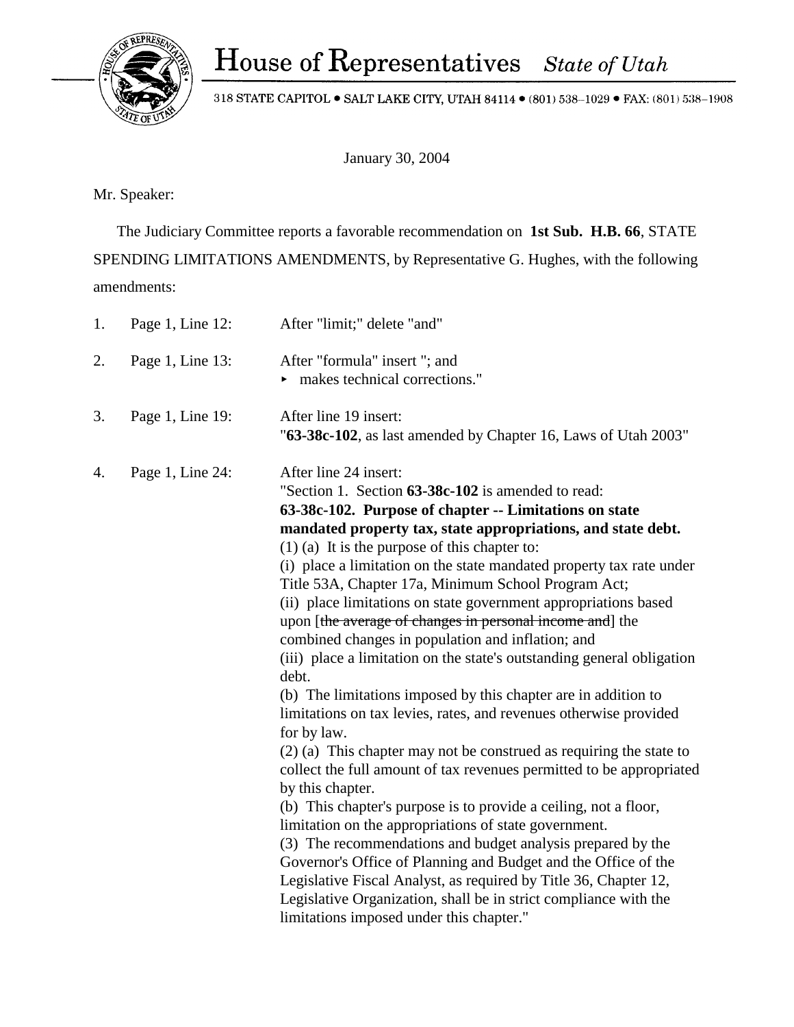# House of Representatives *State of Utah*

318 STATE CAPITOL • SALT LAKE CITY, UTAH 84114 • (801) 538–1029 • FAX: (801) 538–1908

January 30, 2004

Mr. Speaker:

The Judiciary Committee reports a favorable recommendation on **1st Sub. H.B. 66**, STATE SPENDING LIMITATIONS AMENDMENTS, by Representative G. Hughes, with the following amendments:

1. Page 1, Line 12: After "limit;" delete "and"

2. Page 1, Line 13: After "formula" insert "; and
   ▸ makes technical corrections."

3. Page 1, Line 19: After line 19 insert:
   "**63-38c-102**, as last amended by Chapter 16, Laws of Utah 2003"

4. Page 1, Line 24: After line 24 insert:
   "Section 1. Section **63-38c-102** is amended to read:

   **63-38c-102. Purpose of chapter -- Limitations on state mandated property tax, state appropriations, and state debt.**

   (1) (a) It is the purpose of this chapter to:

   (i) place a limitation on the state mandated property tax rate under Title 53A, Chapter 17a, Minimum School Program Act;

   (ii) place limitations on state government appropriations based upon [~~the average of changes in personal income and~~] the combined changes in population and inflation; and

   (iii) place a limitation on the state's outstanding general obligation debt.

   (b) The limitations imposed by this chapter are in addition to limitations on tax levies, rates, and revenues otherwise provided for by law.

   (2) (a) This chapter may not be construed as requiring the state to collect the full amount of tax revenues permitted to be appropriated by this chapter.

   (b) This chapter's purpose is to provide a ceiling, not a floor, limitation on the appropriations of state government.

   (3) The recommendations and budget analysis prepared by the Governor's Office of Planning and Budget and the Office of the Legislative Fiscal Analyst, as required by Title 36, Chapter 12, Legislative Organization, shall be in strict compliance with the limitations imposed under this chapter."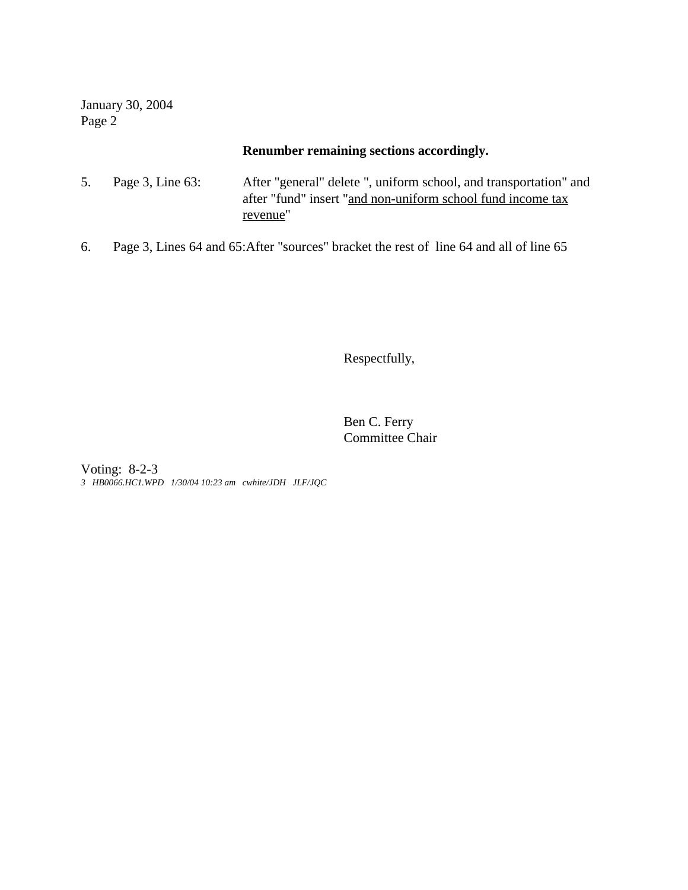**Renumber remaining sections accordingly.**

5. Page 3, Line 63: After "general" delete ", uniform school, and transportation" and after "fund" insert "<u>and non-uniform school fund income tax revenue</u>"

6. Page 3, Lines 64 and 65: After "sources" bracket the rest of line 64 and all of line 65

Respectfully,

Ben C. Ferry
Committee Chair

Voting: 8-2-3

*3 HB0066.HC1.WPD 1/30/04 10:23 am cwhite/JDH JLF/JQC*